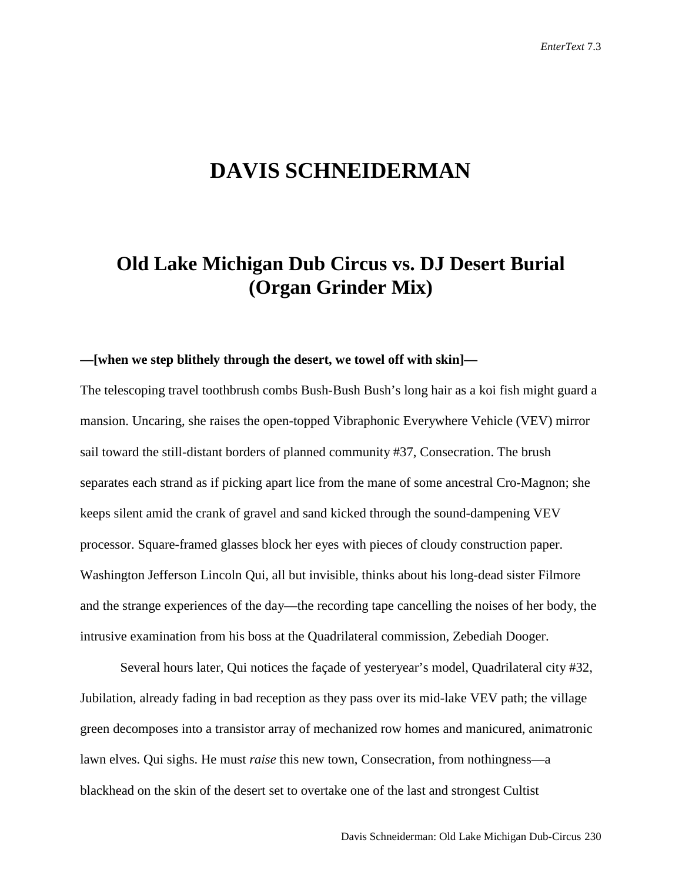# DAVIS SCHNEIDERMAN

## Old Lake Michigan Dub Circus vs. DJ Desert Burial (Organ Grinder Mix)

**—[when we step blithely through the desert, we towel off with skin]—**

The telescoping travel toothbrush combs Bush-Bush Bush's long hair as a koi fish might guard a mansion. Uncaring, she raises the open-topped Vibraphonic Everywhere Vehicle (VEV) mirror sail toward the still-distant borders of planned community #37, Consecration. The brush separates each strand as if picking apart lice from the mane of some ancestral Cro-Magnon; she keeps silent amid the crank of gravel and sand kicked through the sound-dampening VEV processor. Square-framed glasses block her eyes with pieces of cloudy construction paper. Washington Jefferson Lincoln Qui, all but invisible, thinks about his long-dead sister Filmore and the strange experiences of the day—the recording tape cancelling the noises of her body, the intrusive examination from his boss at the Quadrilateral commission, Zebediah Dooger.

Several hours later, Qui notices the façade of yesteryear's model, Quadrilateral city #32, Jubilation, already fading in bad reception as they pass over its mid-lake VEV path; the village green decomposes into a transistor array of mechanized row homes and manicured, animatronic lawn elves. Qui sighs. He must *raise* this new town, Consecration, from nothingness—a blackhead on the skin of the desert set to overtake one of the last and strongest Cultist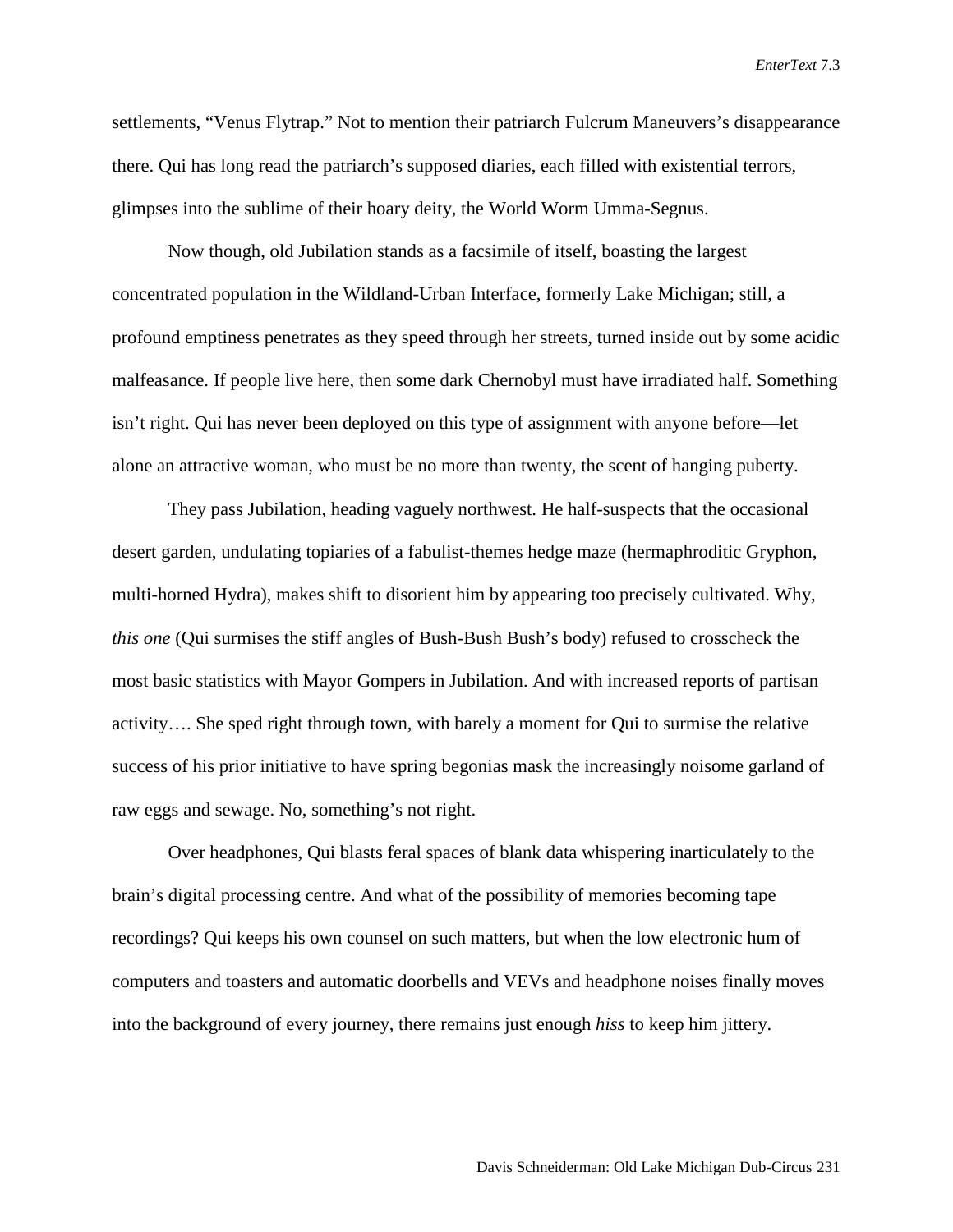settlements, “Venus Flytrap.” Not to mention their patriarch Fulcrum Maneuvers’s disappearance there. Qui has long read the patriarch’s supposed diaries, each filled with existential terrors, glimpses into the sublime of their hoary deity, the World Worm Umma-Segnus.

Now though, old Jubilation stands as a facsimile of itself, boasting the largest concentrated population in the Wildland-Urban Interface, formerly Lake Michigan; still, a profound emptiness penetrates as they speed through her streets, turned inside out by some acidic malfeasance. If people live here, then some dark Chernobyl must have irradiated half. Something isn’t right. Qui has never been deployed on this type of assignment with anyone before—let alone an attractive woman, who must be no more than twenty, the scent of hanging puberty.

They pass Jubilation, heading vaguely northwest. He half-suspects that the occasional desert garden, undulating topiaries of a fabulist-themes hedge maze (hermaphroditic Gryphon, multi-horned Hydra), makes shift to disorient him by appearing too precisely cultivated. Why, *this one* (Qui surmises the stiff angles of Bush-Bush Bush’s body) refused to crosscheck the most basic statistics with Mayor Gompers in Jubilation. And with increased reports of partisan activity…. She sped right through town, with barely a moment for Qui to surmise the relative success of his prior initiative to have spring begonias mask the increasingly noisome garland of raw eggs and sewage. No, something’s not right.

Over headphones, Qui blasts feral spaces of blank data whispering inarticulately to the brain’s digital processing centre. And what of the possibility of memories becoming tape recordings? Qui keeps his own counsel on such matters, but when the low electronic hum of computers and toasters and automatic doorbells and VEVs and headphone noises finally moves into the background of every journey, there remains just enough *hiss* to keep him jittery.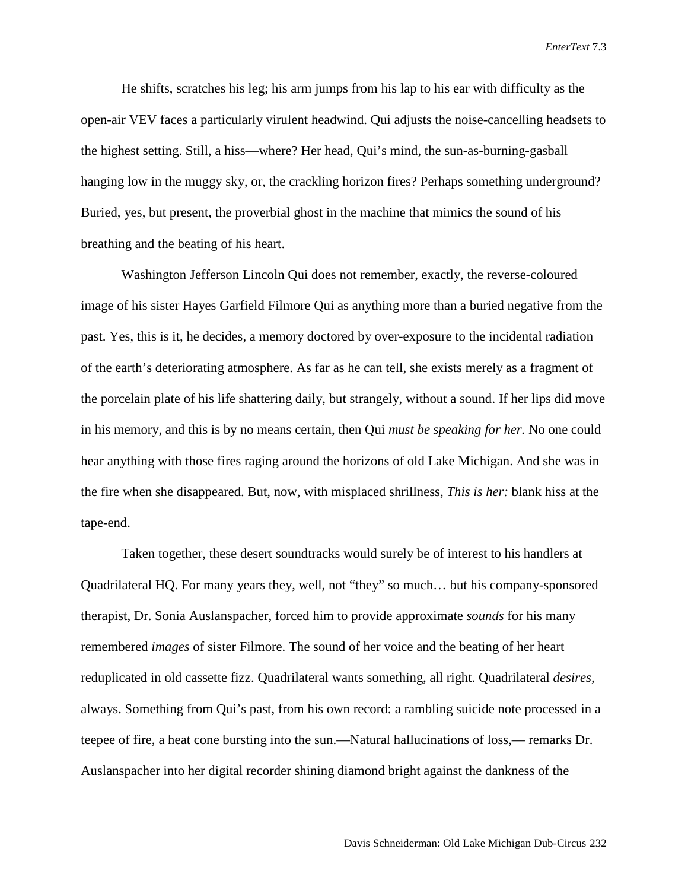He shifts, scratches his leg; his arm jumps from his lap to his ear with difficulty as the open-air VEV faces a particularly virulent headwind. Qui adjusts the noise-cancelling headsets to the highest setting. Still, a hiss—where? Her head, Qui's mind, the sun-as-burning-gasball hanging low in the muggy sky, or, the crackling horizon fires? Perhaps something underground? Buried, yes, but present, the proverbial ghost in the machine that mimics the sound of his breathing and the beating of his heart.

Washington Jefferson Lincoln Qui does not remember, exactly, the reverse-coloured image of his sister Hayes Garfield Filmore Qui as anything more than a buried negative from the past. Yes, this is it, he decides, a memory doctored by over-exposure to the incidental radiation of the earth's deteriorating atmosphere. As far as he can tell, she exists merely as a fragment of the porcelain plate of his life shattering daily, but strangely, without a sound. If her lips did move in his memory, and this is by no means certain, then Qui *must be speaking for her.* No one could hear anything with those fires raging around the horizons of old Lake Michigan. And she was in the fire when she disappeared. But, now, with misplaced shrillness, *This is her:* blank hiss at the tape-end.

Taken together, these desert soundtracks would surely be of interest to his handlers at Quadrilateral HQ. For many years they, well, not "they" so much… but his company-sponsored therapist, Dr. Sonia Auslanspacher, forced him to provide approximate *sounds* for his many remembered *images* of sister Filmore. The sound of her voice and the beating of her heart reduplicated in old cassette fizz. Quadrilateral wants something, all right. Quadrilateral *desires,* always. Something from Qui's past, from his own record: a rambling suicide note processed in a teepee of fire, a heat cone bursting into the sun.—Natural hallucinations of loss,— remarks Dr. Auslanspacher into her digital recorder shining diamond bright against the dankness of the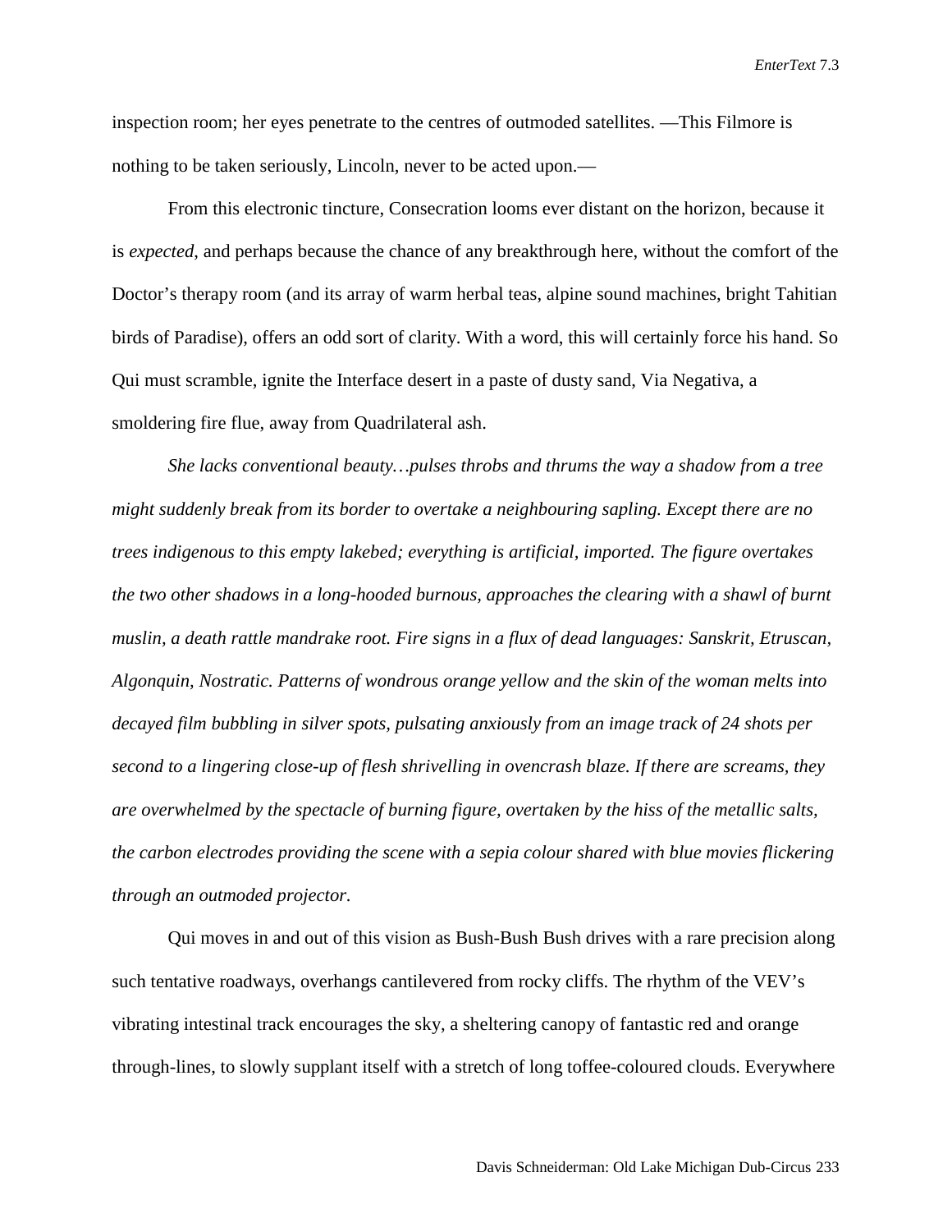inspection room; her eyes penetrate to the centres of outmoded satellites. —This Filmore is nothing to be taken seriously, Lincoln, never to be acted upon.—

From this electronic tincture, Consecration looms ever distant on the horizon, because it is *expected,* and perhaps because the chance of any breakthrough here, without the comfort of the Doctor's therapy room (and its array of warm herbal teas, alpine sound machines, bright Tahitian birds of Paradise), offers an odd sort of clarity. With a word, this will certainly force his hand. So Qui must scramble, ignite the Interface desert in a paste of dusty sand, Via Negativa, a smoldering fire flue, away from Quadrilateral ash.

*She lacks conventional beauty…pulses throbs and thrums the way a shadow from a tree might suddenly break from its border to overtake a neighbouring sapling. Except there are no trees indigenous to this empty lakebed; everything is artificial, imported. The figure overtakes the two other shadows in a long-hooded burnous, approaches the clearing with a shawl of burnt muslin, a death rattle mandrake root. Fire signs in a flux of dead languages: Sanskrit, Etruscan, Algonquin, Nostratic. Patterns of wondrous orange yellow and the skin of the woman melts into decayed film bubbling in silver spots, pulsating anxiously from an image track of 24 shots per second to a lingering close-up of flesh shrivelling in ovencrash blaze. If there are screams, they are overwhelmed by the spectacle of burning figure, overtaken by the hiss of the metallic salts, the carbon electrodes providing the scene with a sepia colour shared with blue movies flickering through an outmoded projector.*

Qui moves in and out of this vision as Bush-Bush Bush drives with a rare precision along such tentative roadways, overhangs cantilevered from rocky cliffs. The rhythm of the VEV's vibrating intestinal track encourages the sky, a sheltering canopy of fantastic red and orange through-lines, to slowly supplant itself with a stretch of long toffee-coloured clouds. Everywhere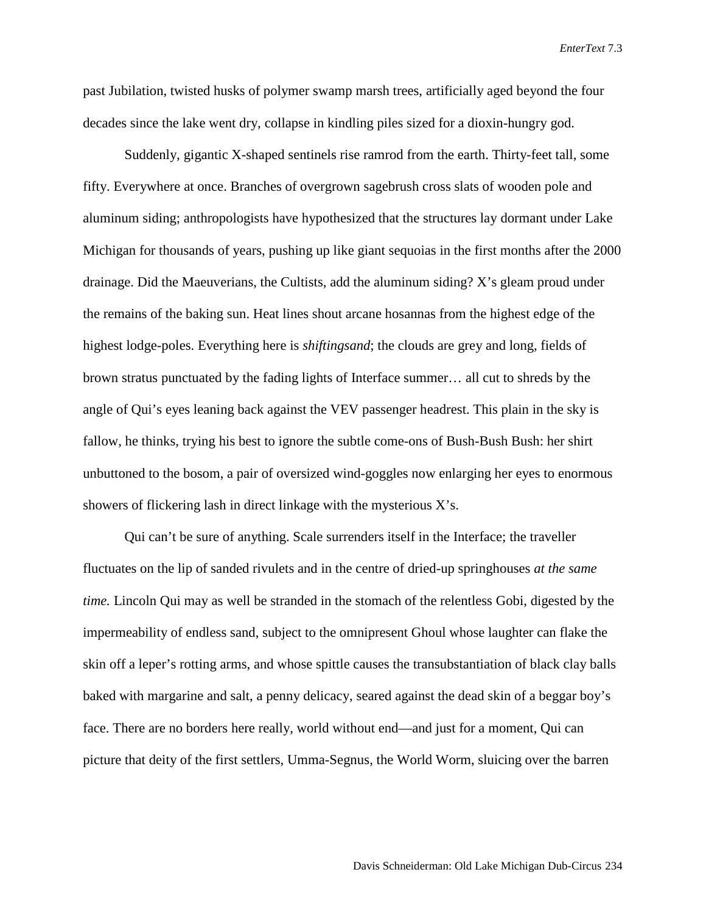past Jubilation, twisted husks of polymer swamp marsh trees, artificially aged beyond the four decades since the lake went dry, collapse in kindling piles sized for a dioxin-hungry god.

Suddenly, gigantic X-shaped sentinels rise ramrod from the earth. Thirty-feet tall, some fifty. Everywhere at once. Branches of overgrown sagebrush cross slats of wooden pole and aluminum siding; anthropologists have hypothesized that the structures lay dormant under Lake Michigan for thousands of years, pushing up like giant sequoias in the first months after the 2000 drainage. Did the Maeuverians, the Cultists, add the aluminum siding? X's gleam proud under the remains of the baking sun. Heat lines shout arcane hosannas from the highest edge of the highest lodge-poles. Everything here is *shiftingsand*; the clouds are grey and long, fields of brown stratus punctuated by the fading lights of Interface summer… all cut to shreds by the angle of Qui's eyes leaning back against the VEV passenger headrest. This plain in the sky is fallow, he thinks, trying his best to ignore the subtle come-ons of Bush-Bush Bush: her shirt unbuttoned to the bosom, a pair of oversized wind-goggles now enlarging her eyes to enormous showers of flickering lash in direct linkage with the mysterious X's.

Qui can't be sure of anything. Scale surrenders itself in the Interface; the traveller fluctuates on the lip of sanded rivulets and in the centre of dried-up springhouses *at the same time.* Lincoln Qui may as well be stranded in the stomach of the relentless Gobi, digested by the impermeability of endless sand, subject to the omnipresent Ghoul whose laughter can flake the skin off a leper's rotting arms, and whose spittle causes the transubstantiation of black clay balls baked with margarine and salt, a penny delicacy, seared against the dead skin of a beggar boy's face. There are no borders here really, world without end—and just for a moment, Qui can picture that deity of the first settlers, Umma-Segnus, the World Worm, sluicing over the barren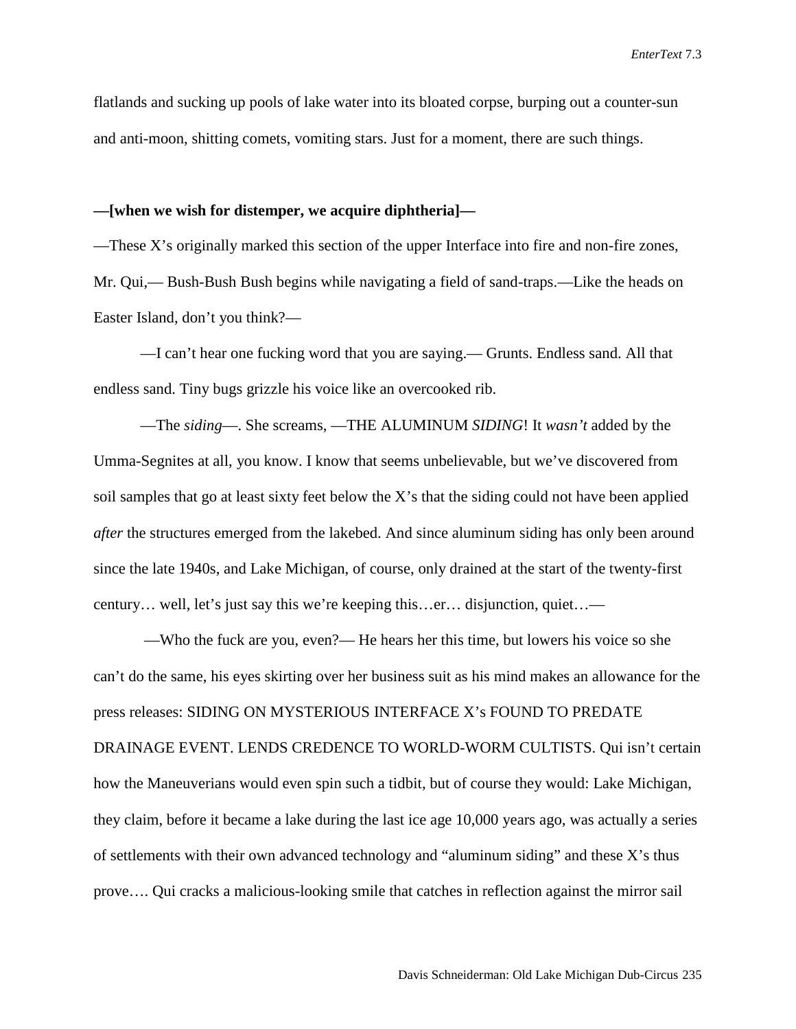flatlands and sucking up pools of lake water into its bloated corpse, burping out a counter-sun and anti-moon, shitting comets, vomiting stars. Just for a moment, there are such things.

**—[when we wish for distemper, we acquire diphtheria]—**

—These X's originally marked this section of the upper Interface into fire and non-fire zones, Mr. Qui,— Bush-Bush Bush begins while navigating a field of sand-traps.—Like the heads on Easter Island, don't you think?—

—I can't hear one fucking word that you are saying.— Grunts. Endless sand. All that endless sand. Tiny bugs grizzle his voice like an overcooked rib.

—The *siding*—. She screams, —THE ALUMINUM *SIDING*! It *wasn't* added by the Umma-Segnites at all, you know. I know that seems unbelievable, but we've discovered from soil samples that go at least sixty feet below the X's that the siding could not have been applied *after* the structures emerged from the lakebed. And since aluminum siding has only been around since the late 1940s, and Lake Michigan, of course, only drained at the start of the twenty-first century… well, let's just say this we're keeping this…er… disjunction, quiet…—

—Who the fuck are you, even?— He hears her this time, but lowers his voice so she can't do the same, his eyes skirting over her business suit as his mind makes an allowance for the press releases: SIDING ON MYSTERIOUS INTERFACE X's FOUND TO PREDATE DRAINAGE EVENT. LENDS CREDENCE TO WORLD-WORM CULTISTS. Qui isn't certain how the Maneuverians would even spin such a tidbit, but of course they would: Lake Michigan, they claim, before it became a lake during the last ice age 10,000 years ago, was actually a series of settlements with their own advanced technology and "aluminum siding" and these X's thus prove…. Qui cracks a malicious-looking smile that catches in reflection against the mirror sail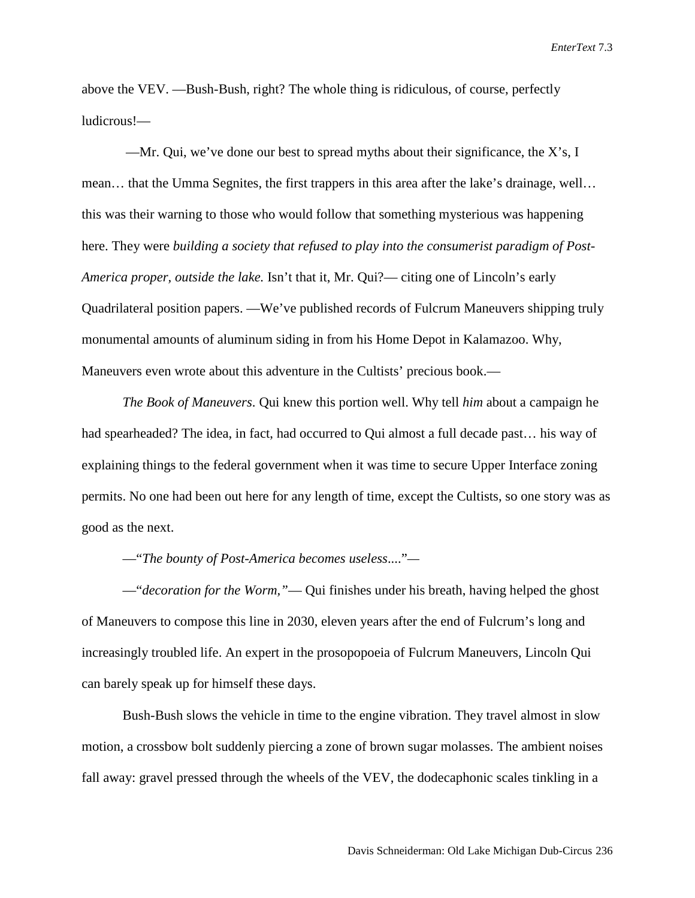above the VEV. —Bush-Bush, right? The whole thing is ridiculous, of course, perfectly ludicrous!—

—Mr. Qui, we've done our best to spread myths about their significance, the X's, I mean… that the Umma Segnites, the first trappers in this area after the lake's drainage, well… this was their warning to those who would follow that something mysterious was happening here. They were *building a society that refused to play into the consumerist paradigm of Post-America proper, outside the lake.* Isn't that it, Mr. Qui?— citing one of Lincoln's early Quadrilateral position papers. —We've published records of Fulcrum Maneuvers shipping truly monumental amounts of aluminum siding in from his Home Depot in Kalamazoo. Why, Maneuvers even wrote about this adventure in the Cultists' precious book.—

*The Book of Maneuvers*. Qui knew this portion well. Why tell *him* about a campaign he had spearheaded? The idea, in fact, had occurred to Qui almost a full decade past… his way of explaining things to the federal government when it was time to secure Upper Interface zoning permits. No one had been out here for any length of time, except the Cultists, so one story was as good as the next.

—"*The bounty of Post-America becomes useless....*"—

—"*decoration for the Worm,"*— Qui finishes under his breath, having helped the ghost of Maneuvers to compose this line in 2030, eleven years after the end of Fulcrum's long and increasingly troubled life. An expert in the prosopopoeia of Fulcrum Maneuvers, Lincoln Qui can barely speak up for himself these days.

Bush-Bush slows the vehicle in time to the engine vibration. They travel almost in slow motion, a crossbow bolt suddenly piercing a zone of brown sugar molasses. The ambient noises fall away: gravel pressed through the wheels of the VEV, the dodecaphonic scales tinkling in a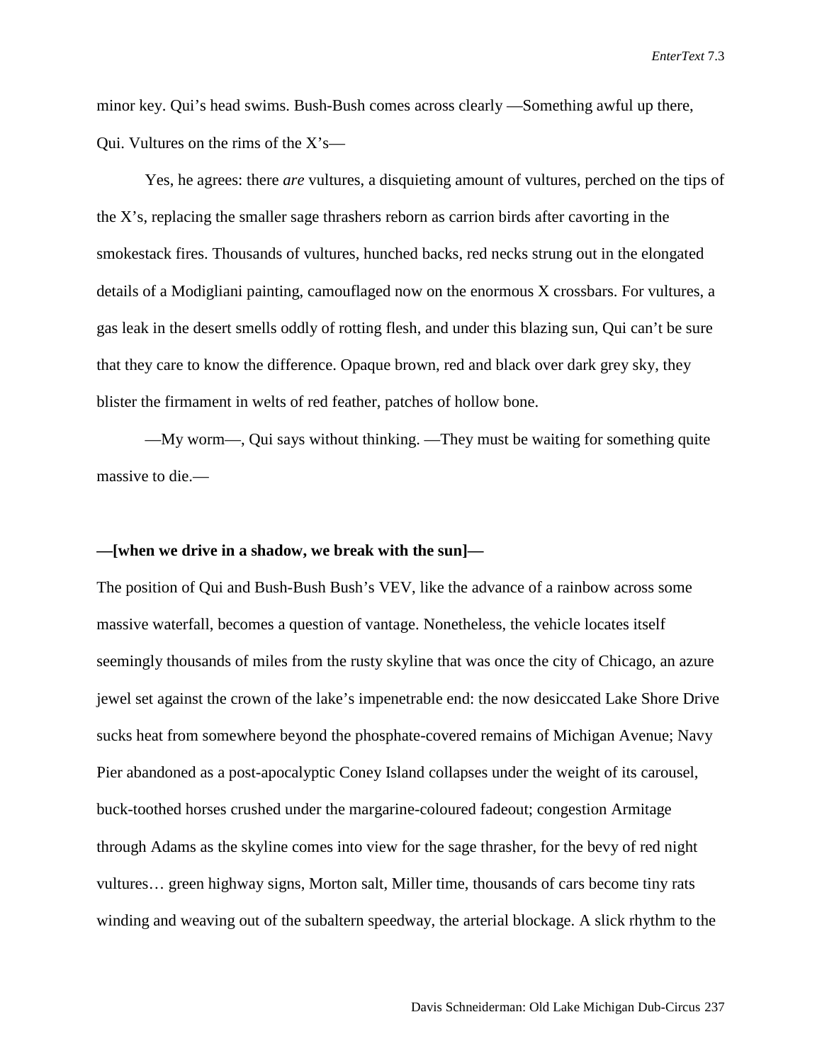minor key. Qui’s head swims. Bush-Bush comes across clearly —Something awful up there, Qui. Vultures on the rims of the X’s—

Yes, he agrees: there *are* vultures, a disquieting amount of vultures, perched on the tips of the X’s, replacing the smaller sage thrashers reborn as carrion birds after cavorting in the smokestack fires. Thousands of vultures, hunched backs, red necks strung out in the elongated details of a Modigliani painting, camouflaged now on the enormous X crossbars. For vultures, a gas leak in the desert smells oddly of rotting flesh, and under this blazing sun, Qui can’t be sure that they care to know the difference. Opaque brown, red and black over dark grey sky, they blister the firmament in welts of red feather, patches of hollow bone.

—My worm—, Qui says without thinking. —They must be waiting for something quite massive to die.—

**—[when we drive in a shadow, we break with the sun]—**

The position of Qui and Bush-Bush Bush’s VEV, like the advance of a rainbow across some massive waterfall, becomes a question of vantage. Nonetheless, the vehicle locates itself seemingly thousands of miles from the rusty skyline that was once the city of Chicago, an azure jewel set against the crown of the lake’s impenetrable end: the now desiccated Lake Shore Drive sucks heat from somewhere beyond the phosphate-covered remains of Michigan Avenue; Navy Pier abandoned as a post-apocalyptic Coney Island collapses under the weight of its carousel, buck-toothed horses crushed under the margarine-coloured fadeout; congestion Armitage through Adams as the skyline comes into view for the sage thrasher, for the bevy of red night vultures… green highway signs, Morton salt, Miller time, thousands of cars become tiny rats winding and weaving out of the subaltern speedway, the arterial blockage. A slick rhythm to the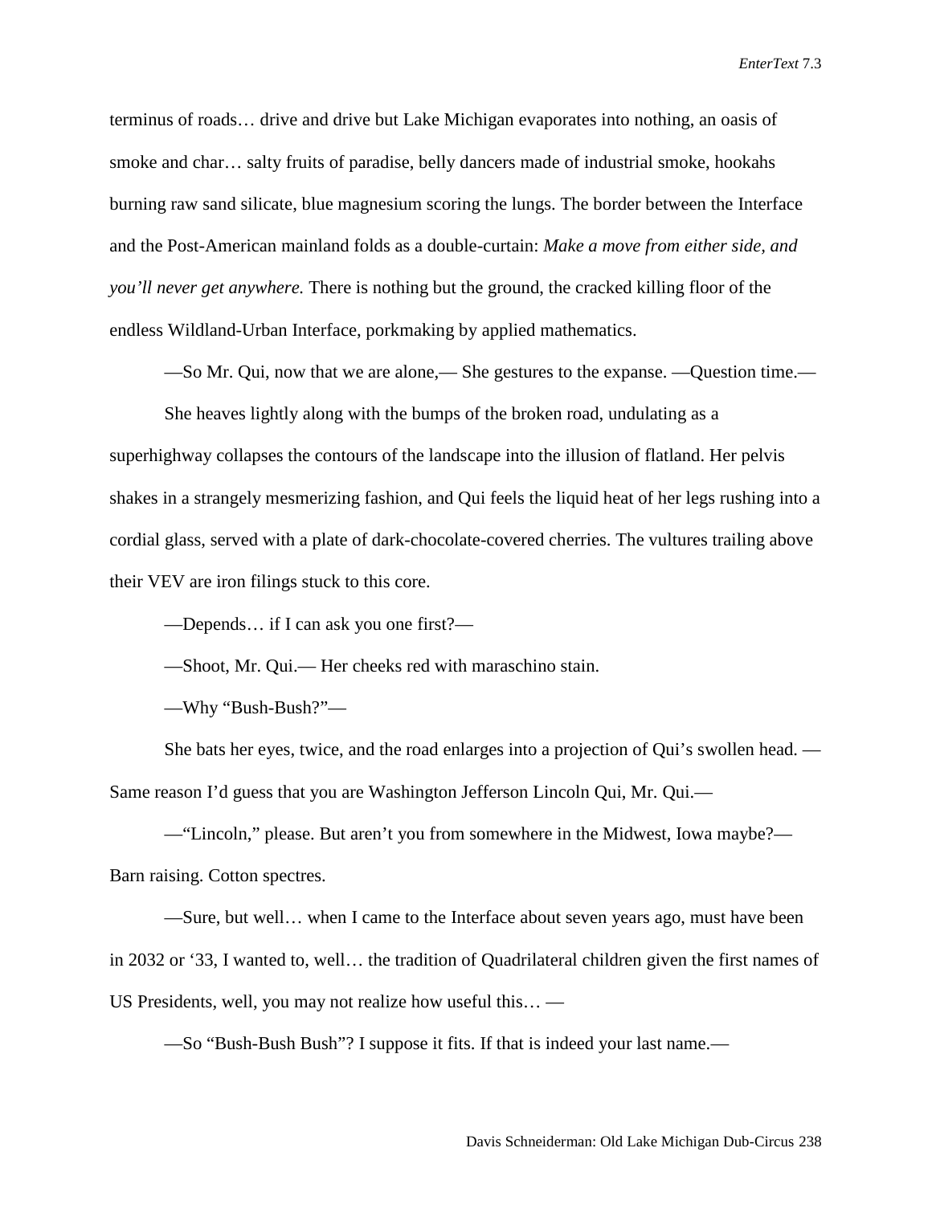terminus of roads… drive and drive but Lake Michigan evaporates into nothing, an oasis of smoke and char… salty fruits of paradise, belly dancers made of industrial smoke, hookahs burning raw sand silicate, blue magnesium scoring the lungs. The border between the Interface and the Post-American mainland folds as a double-curtain: *Make a move from either side, and you'll never get anywhere.* There is nothing but the ground, the cracked killing floor of the endless Wildland-Urban Interface, porkmaking by applied mathematics.

—So Mr. Qui, now that we are alone,— She gestures to the expanse. —Question time.—

She heaves lightly along with the bumps of the broken road, undulating as a superhighway collapses the contours of the landscape into the illusion of flatland. Her pelvis shakes in a strangely mesmerizing fashion, and Qui feels the liquid heat of her legs rushing into a cordial glass, served with a plate of dark-chocolate-covered cherries. The vultures trailing above their VEV are iron filings stuck to this core.

—Depends… if I can ask you one first?—

—Shoot, Mr. Qui.— Her cheeks red with maraschino stain.

—Why "Bush-Bush?"—

She bats her eyes, twice, and the road enlarges into a projection of Qui's swollen head. —Same reason I'd guess that you are Washington Jefferson Lincoln Qui, Mr. Qui.—

—"Lincoln," please. But aren't you from somewhere in the Midwest, Iowa maybe?— Barn raising. Cotton spectres.

—Sure, but well… when I came to the Interface about seven years ago, must have been in 2032 or '33, I wanted to, well… the tradition of Quadrilateral children given the first names of US Presidents, well, you may not realize how useful this… —

—So "Bush-Bush Bush"? I suppose it fits. If that is indeed your last name.—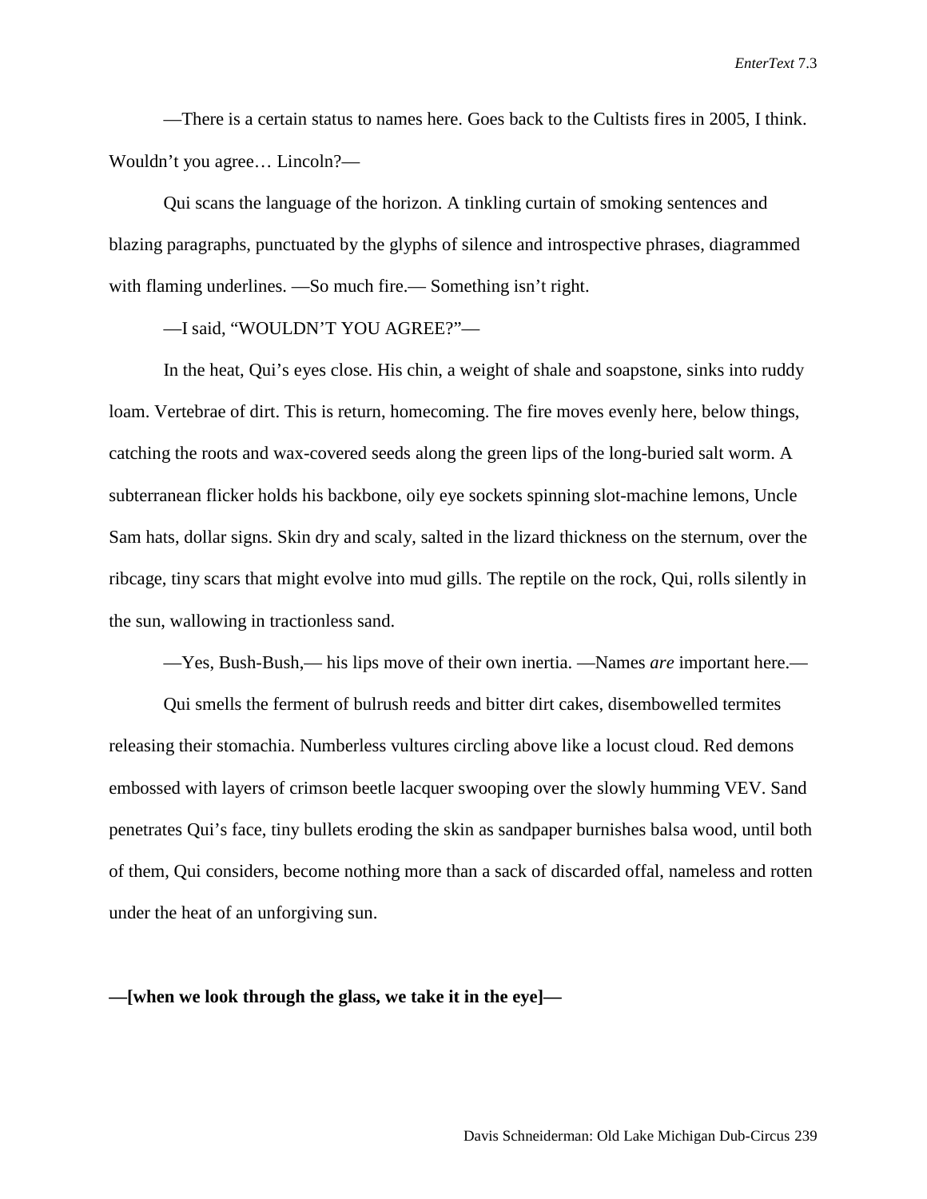—There is a certain status to names here. Goes back to the Cultists fires in 2005, I think. Wouldn't you agree… Lincoln?—

Qui scans the language of the horizon. A tinkling curtain of smoking sentences and blazing paragraphs, punctuated by the glyphs of silence and introspective phrases, diagrammed with flaming underlines. —So much fire.— Something isn't right.

—I said, "WOULDN'T YOU AGREE?"—

In the heat, Qui's eyes close. His chin, a weight of shale and soapstone, sinks into ruddy loam. Vertebrae of dirt. This is return, homecoming. The fire moves evenly here, below things, catching the roots and wax-covered seeds along the green lips of the long-buried salt worm. A subterranean flicker holds his backbone, oily eye sockets spinning slot-machine lemons, Uncle Sam hats, dollar signs. Skin dry and scaly, salted in the lizard thickness on the sternum, over the ribcage, tiny scars that might evolve into mud gills. The reptile on the rock, Qui, rolls silently in the sun, wallowing in tractionless sand.

—Yes, Bush-Bush,— his lips move of their own inertia. —Names *are* important here.—

Qui smells the ferment of bulrush reeds and bitter dirt cakes, disembowelled termites releasing their stomachia. Numberless vultures circling above like a locust cloud. Red demons embossed with layers of crimson beetle lacquer swooping over the slowly humming VEV. Sand penetrates Qui's face, tiny bullets eroding the skin as sandpaper burnishes balsa wood, until both of them, Qui considers, become nothing more than a sack of discarded offal, nameless and rotten under the heat of an unforgiving sun.

**—[when we look through the glass, we take it in the eye]—**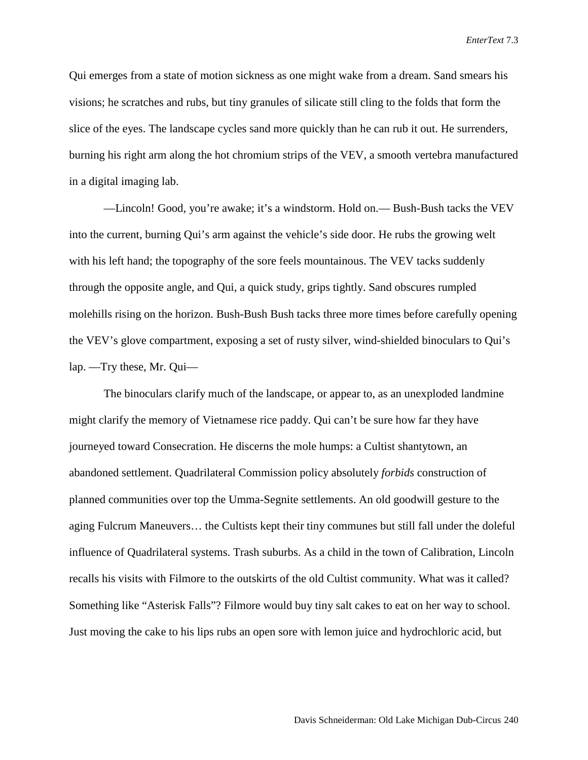Qui emerges from a state of motion sickness as one might wake from a dream. Sand smears his visions; he scratches and rubs, but tiny granules of silicate still cling to the folds that form the slice of the eyes. The landscape cycles sand more quickly than he can rub it out. He surrenders, burning his right arm along the hot chromium strips of the VEV, a smooth vertebra manufactured in a digital imaging lab.

—Lincoln! Good, you're awake; it's a windstorm. Hold on.— Bush-Bush tacks the VEV into the current, burning Qui's arm against the vehicle's side door. He rubs the growing welt with his left hand; the topography of the sore feels mountainous. The VEV tacks suddenly through the opposite angle, and Qui, a quick study, grips tightly. Sand obscures rumpled molehills rising on the horizon. Bush-Bush Bush tacks three more times before carefully opening the VEV's glove compartment, exposing a set of rusty silver, wind-shielded binoculars to Qui's lap. —Try these, Mr. Qui—

The binoculars clarify much of the landscape, or appear to, as an unexploded landmine might clarify the memory of Vietnamese rice paddy. Qui can't be sure how far they have journeyed toward Consecration. He discerns the mole humps: a Cultist shantytown, an abandoned settlement. Quadrilateral Commission policy absolutely *forbids* construction of planned communities over top the Umma-Segnite settlements. An old goodwill gesture to the aging Fulcrum Maneuvers… the Cultists kept their tiny communes but still fall under the doleful influence of Quadrilateral systems. Trash suburbs. As a child in the town of Calibration, Lincoln recalls his visits with Filmore to the outskirts of the old Cultist community. What was it called? Something like "Asterisk Falls"? Filmore would buy tiny salt cakes to eat on her way to school. Just moving the cake to his lips rubs an open sore with lemon juice and hydrochloric acid, but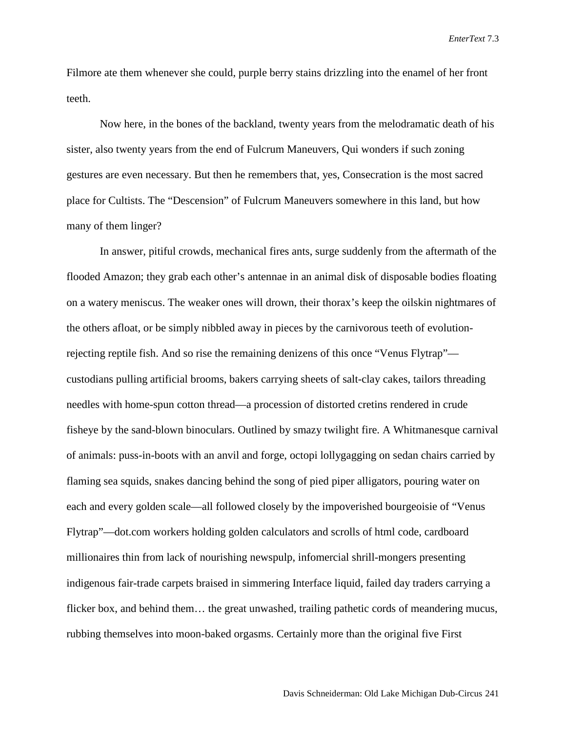Filmore ate them whenever she could, purple berry stains drizzling into the enamel of her front teeth.

Now here, in the bones of the backland, twenty years from the melodramatic death of his sister, also twenty years from the end of Fulcrum Maneuvers, Qui wonders if such zoning gestures are even necessary. But then he remembers that, yes, Consecration is the most sacred place for Cultists. The "Descension" of Fulcrum Maneuvers somewhere in this land, but how many of them linger?

In answer, pitiful crowds, mechanical fires ants, surge suddenly from the aftermath of the flooded Amazon; they grab each other's antennae in an animal disk of disposable bodies floating on a watery meniscus. The weaker ones will drown, their thorax's keep the oilskin nightmares of the others afloat, or be simply nibbled away in pieces by the carnivorous teeth of evolution-rejecting reptile fish. And so rise the remaining denizens of this once "Venus Flytrap"—custodians pulling artificial brooms, bakers carrying sheets of salt-clay cakes, tailors threading needles with home-spun cotton thread—a procession of distorted cretins rendered in crude fisheye by the sand-blown binoculars. Outlined by smazy twilight fire. A Whitmanesque carnival of animals: puss-in-boots with an anvil and forge, octopi lollygagging on sedan chairs carried by flaming sea squids, snakes dancing behind the song of pied piper alligators, pouring water on each and every golden scale—all followed closely by the impoverished bourgeoisie of "Venus Flytrap"—dot.com workers holding golden calculators and scrolls of html code, cardboard millionaires thin from lack of nourishing newspulp, infomercial shrill-mongers presenting indigenous fair-trade carpets braised in simmering Interface liquid, failed day traders carrying a flicker box, and behind them… the great unwashed, trailing pathetic cords of meandering mucus, rubbing themselves into moon-baked orgasms. Certainly more than the original five First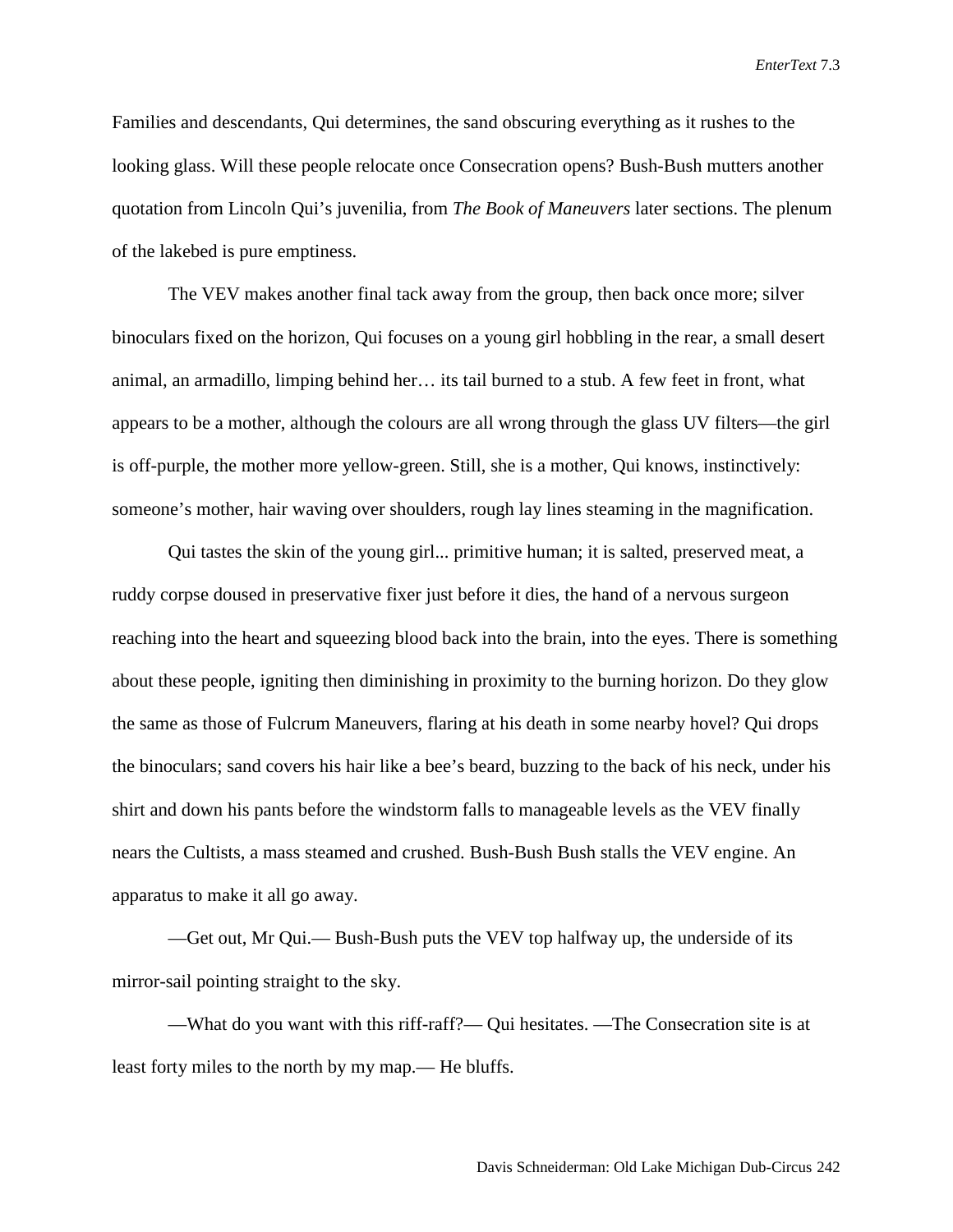Families and descendants, Qui determines, the sand obscuring everything as it rushes to the looking glass. Will these people relocate once Consecration opens? Bush-Bush mutters another quotation from Lincoln Qui's juvenilia, from *The Book of Maneuvers* later sections. The plenum of the lakebed is pure emptiness.

The VEV makes another final tack away from the group, then back once more; silver binoculars fixed on the horizon, Qui focuses on a young girl hobbling in the rear, a small desert animal, an armadillo, limping behind her… its tail burned to a stub. A few feet in front, what appears to be a mother, although the colours are all wrong through the glass UV filters—the girl is off-purple, the mother more yellow-green. Still, she is a mother, Qui knows, instinctively: someone's mother, hair waving over shoulders, rough lay lines steaming in the magnification.

Qui tastes the skin of the young girl... primitive human; it is salted, preserved meat, a ruddy corpse doused in preservative fixer just before it dies, the hand of a nervous surgeon reaching into the heart and squeezing blood back into the brain, into the eyes. There is something about these people, igniting then diminishing in proximity to the burning horizon. Do they glow the same as those of Fulcrum Maneuvers, flaring at his death in some nearby hovel? Qui drops the binoculars; sand covers his hair like a bee's beard, buzzing to the back of his neck, under his shirt and down his pants before the windstorm falls to manageable levels as the VEV finally nears the Cultists, a mass steamed and crushed. Bush-Bush Bush stalls the VEV engine. An apparatus to make it all go away.

—Get out, Mr Qui.— Bush-Bush puts the VEV top halfway up, the underside of its mirror-sail pointing straight to the sky.

—What do you want with this riff-raff?— Qui hesitates. —The Consecration site is at least forty miles to the north by my map.— He bluffs.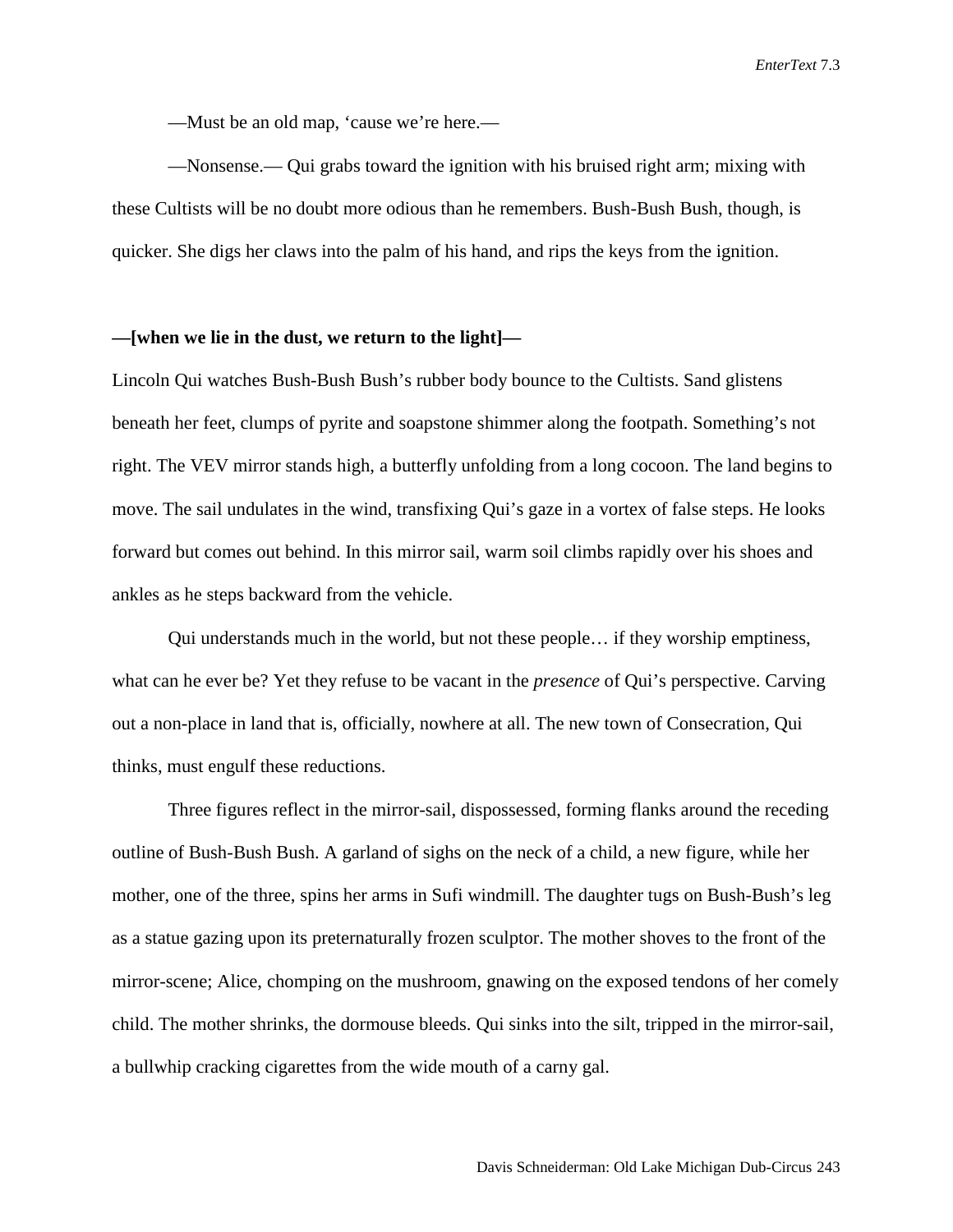—Must be an old map, 'cause we're here.—

—Nonsense.— Qui grabs toward the ignition with his bruised right arm; mixing with these Cultists will be no doubt more odious than he remembers. Bush-Bush Bush, though, is quicker. She digs her claws into the palm of his hand, and rips the keys from the ignition.

**—[when we lie in the dust, we return to the light]—**

Lincoln Qui watches Bush-Bush Bush's rubber body bounce to the Cultists. Sand glistens beneath her feet, clumps of pyrite and soapstone shimmer along the footpath. Something's not right. The VEV mirror stands high, a butterfly unfolding from a long cocoon. The land begins to move. The sail undulates in the wind, transfixing Qui's gaze in a vortex of false steps. He looks forward but comes out behind. In this mirror sail, warm soil climbs rapidly over his shoes and ankles as he steps backward from the vehicle.

Qui understands much in the world, but not these people… if they worship emptiness, what can he ever be? Yet they refuse to be vacant in the *presence* of Qui's perspective. Carving out a non-place in land that is, officially, nowhere at all. The new town of Consecration, Qui thinks, must engulf these reductions.

Three figures reflect in the mirror-sail, dispossessed, forming flanks around the receding outline of Bush-Bush Bush. A garland of sighs on the neck of a child, a new figure, while her mother, one of the three, spins her arms in Sufi windmill. The daughter tugs on Bush-Bush's leg as a statue gazing upon its preternaturally frozen sculptor. The mother shoves to the front of the mirror-scene; Alice, chomping on the mushroom, gnawing on the exposed tendons of her comely child. The mother shrinks, the dormouse bleeds. Qui sinks into the silt, tripped in the mirror-sail, a bullwhip cracking cigarettes from the wide mouth of a carny gal.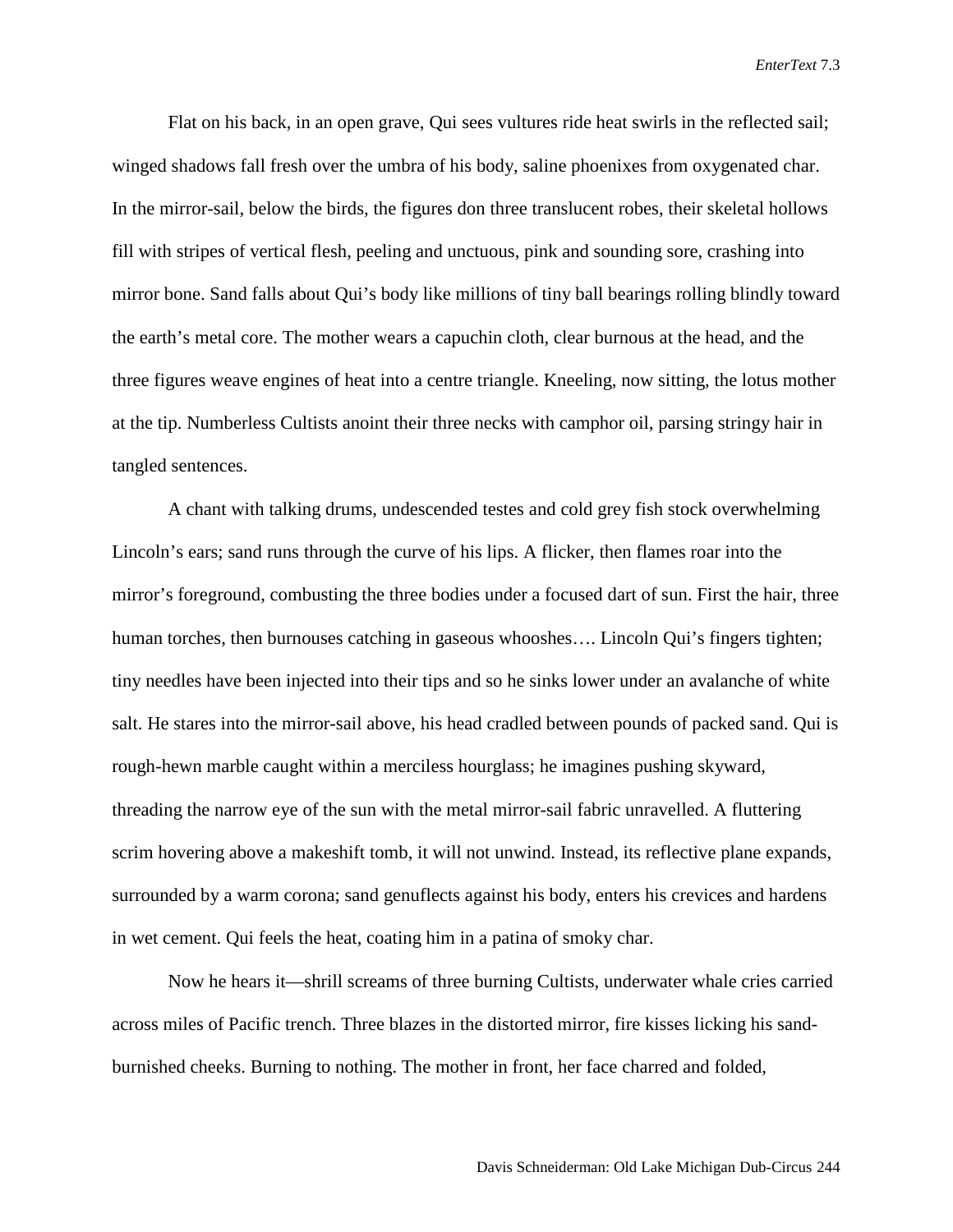Flat on his back, in an open grave, Qui sees vultures ride heat swirls in the reflected sail; winged shadows fall fresh over the umbra of his body, saline phoenixes from oxygenated char. In the mirror-sail, below the birds, the figures don three translucent robes, their skeletal hollows fill with stripes of vertical flesh, peeling and unctuous, pink and sounding sore, crashing into mirror bone. Sand falls about Qui's body like millions of tiny ball bearings rolling blindly toward the earth's metal core. The mother wears a capuchin cloth, clear burnous at the head, and the three figures weave engines of heat into a centre triangle. Kneeling, now sitting, the lotus mother at the tip. Numberless Cultists anoint their three necks with camphor oil, parsing stringy hair in tangled sentences.

A chant with talking drums, undescended testes and cold grey fish stock overwhelming Lincoln's ears; sand runs through the curve of his lips. A flicker, then flames roar into the mirror's foreground, combusting the three bodies under a focused dart of sun. First the hair, three human torches, then burnouses catching in gaseous whooshes…. Lincoln Qui's fingers tighten; tiny needles have been injected into their tips and so he sinks lower under an avalanche of white salt. He stares into the mirror-sail above, his head cradled between pounds of packed sand. Qui is rough-hewn marble caught within a merciless hourglass; he imagines pushing skyward, threading the narrow eye of the sun with the metal mirror-sail fabric unravelled. A fluttering scrim hovering above a makeshift tomb, it will not unwind. Instead, its reflective plane expands, surrounded by a warm corona; sand genuflects against his body, enters his crevices and hardens in wet cement. Qui feels the heat, coating him in a patina of smoky char.

Now he hears it—shrill screams of three burning Cultists, underwater whale cries carried across miles of Pacific trench. Three blazes in the distorted mirror, fire kisses licking his sand-burnished cheeks. Burning to nothing. The mother in front, her face charred and folded,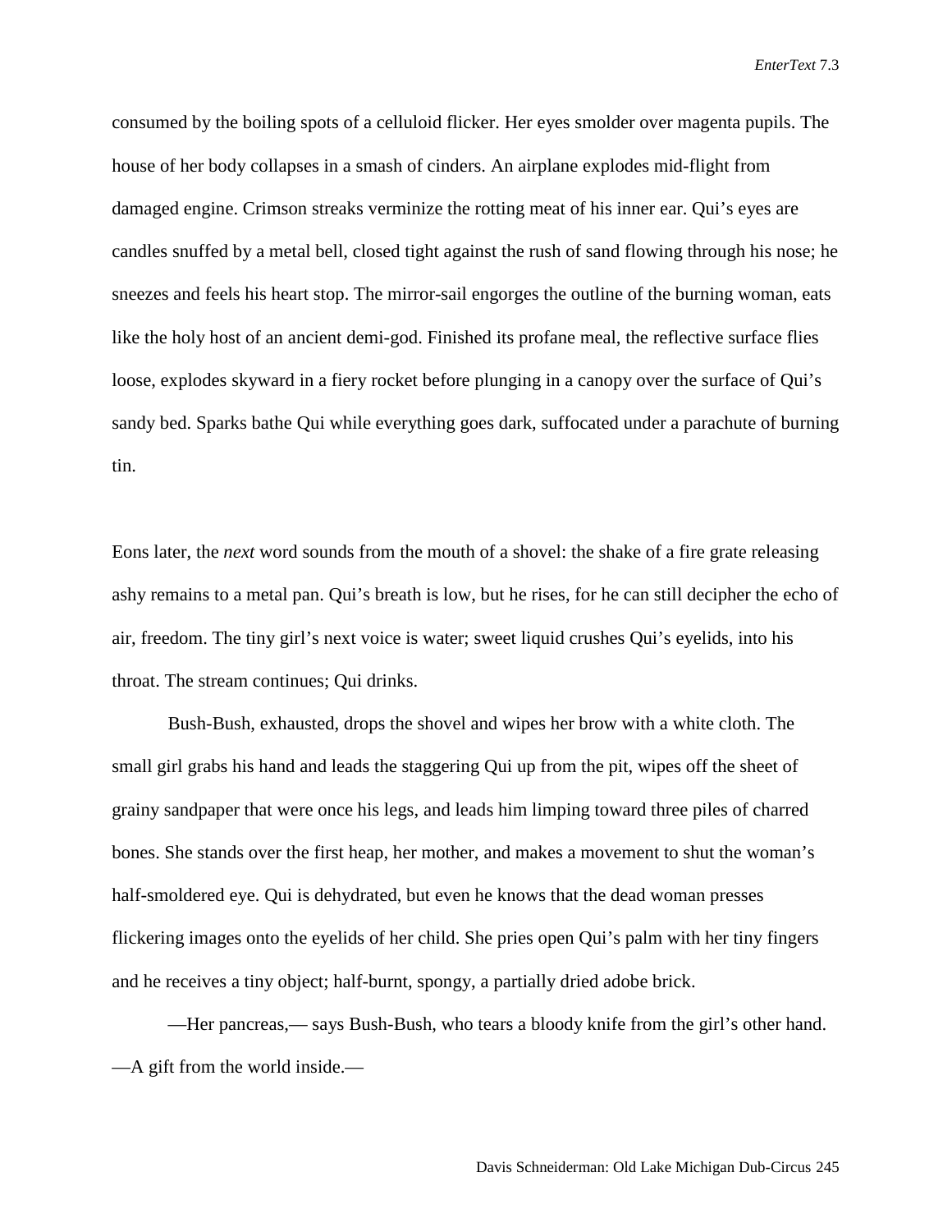consumed by the boiling spots of a celluloid flicker. Her eyes smolder over magenta pupils. The house of her body collapses in a smash of cinders. An airplane explodes mid-flight from damaged engine. Crimson streaks verminize the rotting meat of his inner ear. Qui's eyes are candles snuffed by a metal bell, closed tight against the rush of sand flowing through his nose; he sneezes and feels his heart stop. The mirror-sail engorges the outline of the burning woman, eats like the holy host of an ancient demi-god. Finished its profane meal, the reflective surface flies loose, explodes skyward in a fiery rocket before plunging in a canopy over the surface of Qui's sandy bed. Sparks bathe Qui while everything goes dark, suffocated under a parachute of burning tin.

Eons later, the *next* word sounds from the mouth of a shovel: the shake of a fire grate releasing ashy remains to a metal pan. Qui's breath is low, but he rises, for he can still decipher the echo of air, freedom. The tiny girl's next voice is water; sweet liquid crushes Qui's eyelids, into his throat. The stream continues; Qui drinks.

Bush-Bush, exhausted, drops the shovel and wipes her brow with a white cloth. The small girl grabs his hand and leads the staggering Qui up from the pit, wipes off the sheet of grainy sandpaper that were once his legs, and leads him limping toward three piles of charred bones. She stands over the first heap, her mother, and makes a movement to shut the woman's half-smoldered eye. Qui is dehydrated, but even he knows that the dead woman presses flickering images onto the eyelids of her child. She pries open Qui's palm with her tiny fingers and he receives a tiny object; half-burnt, spongy, a partially dried adobe brick.

—Her pancreas,— says Bush-Bush, who tears a bloody knife from the girl's other hand. —A gift from the world inside.—